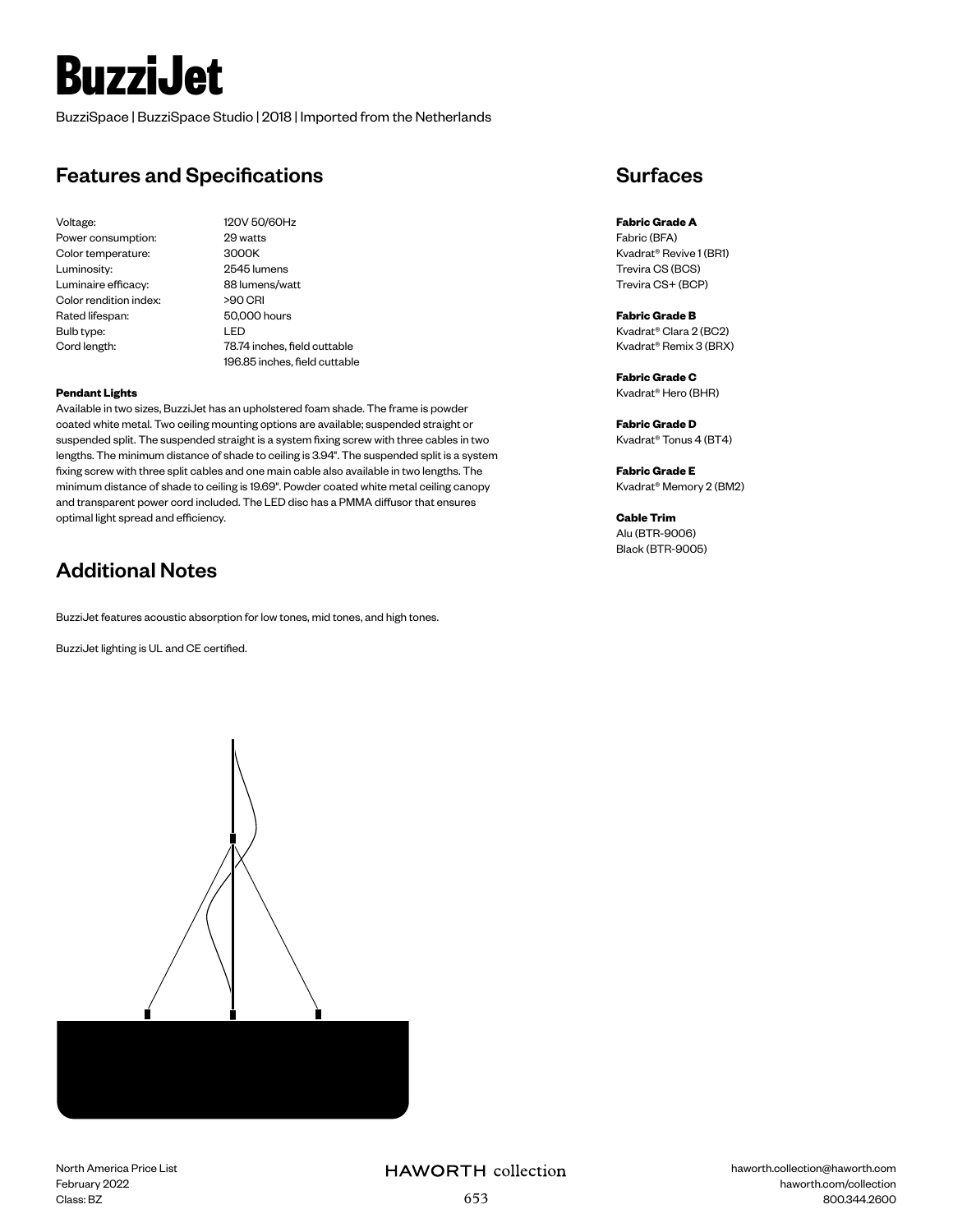# BuzziJet

BuzziSpace | BuzziSpace Studio | 2018 | Imported from the Netherlands

## Features and Specifications

| | |
|---|---|
| Voltage: | 120V 50/60Hz |
| Power consumption: | 29 watts |
| Color temperature: | 3000K |
| Luminosity: | 2545 lumens |
| Luminaire efficacy: | 88 lumens/watt |
| Color rendition index: | >90 CRI |
| Rated lifespan: | 50,000 hours |
| Bulb type: | LED |
| Cord length: | 78.74 inches, field cuttable<br>196.85 inches, field cuttable |

**Pendant Lights**

Available in two sizes, BuzziJet has an upholstered foam shade. The frame is powder coated white metal. Two ceiling mounting options are available; suspended straight or suspended split. The suspended straight is a system fixing screw with three cables in two lengths. The minimum distance of shade to ceiling is 3.94". The suspended split is a system fixing screw with three split cables and one main cable also available in two lengths. The minimum distance of shade to ceiling is 19.69". Powder coated white metal ceiling canopy and transparent power cord included. The LED disc has a PMMA diffusor that ensures optimal light spread and efficiency.

## Additional Notes

BuzziJet features acoustic absorption for low tones, mid tones, and high tones.

BuzziJet lighting is UL and CE certified.

## Surfaces

**Fabric Grade A**
Fabric (BFA)
Kvadrat® Revive 1 (BR1)
Trevira CS (BCS)
Trevira CS+ (BCP)

**Fabric Grade B**
Kvadrat® Clara 2 (BC2)
Kvadrat® Remix 3 (BRX)

**Fabric Grade C**
Kvadrat® Hero (BHR)

**Fabric Grade D**
Kvadrat® Tonus 4 (BT4)

**Fabric Grade E**
Kvadrat® Memory 2 (BM2)

**Cable Trim**
Alu (BTR-9006)
Black (BTR-9005)

North America Price List
February 2022
Class: BZ

haworth.collection@haworth.com
haworth.com/collection
800.344.2600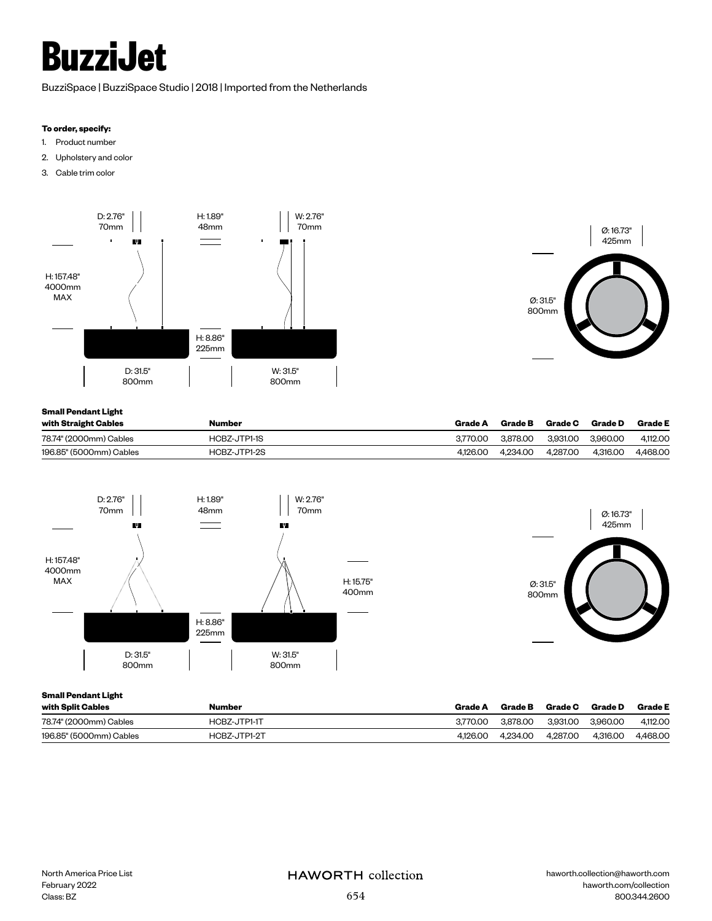# BuzziJet

BuzziSpace | BuzziSpace Studio | 2018 | Imported from the Netherlands

**To order, specify:**

1. Product number
2. Upholstery and color
3. Cable trim color

| Small Pendant Light with Straight Cables | Number | Grade A | Grade B | Grade C | Grade D | Grade E |
|---|---|---|---|---|---|---|
| 78.74" (2000mm) Cables | HCBZ-JTP1-1S | 3,770.00 | 3,878.00 | 3,931.00 | 3,960.00 | 4,112.00 |
| 196.85" (5000mm) Cables | HCBZ-JTP1-2S | 4,126.00 | 4,234.00 | 4,287.00 | 4,316.00 | 4,468.00 |

| Small Pendant Light with Split Cables | Number | Grade A | Grade B | Grade C | Grade D | Grade E |
|---|---|---|---|---|---|---|
| 78.74" (2000mm) Cables | HCBZ-JTP1-1T | 3,770.00 | 3,878.00 | 3,931.00 | 3,960.00 | 4,112.00 |
| 196.85" (5000mm) Cables | HCBZ-JTP1-2T | 4,126.00 | 4,234.00 | 4,287.00 | 4,316.00 | 4,468.00 |

North America Price List
February 2022
Class: BZ

HAWORTH collection

haworth.collection@haworth.com
haworth.com/collection
800.344.2600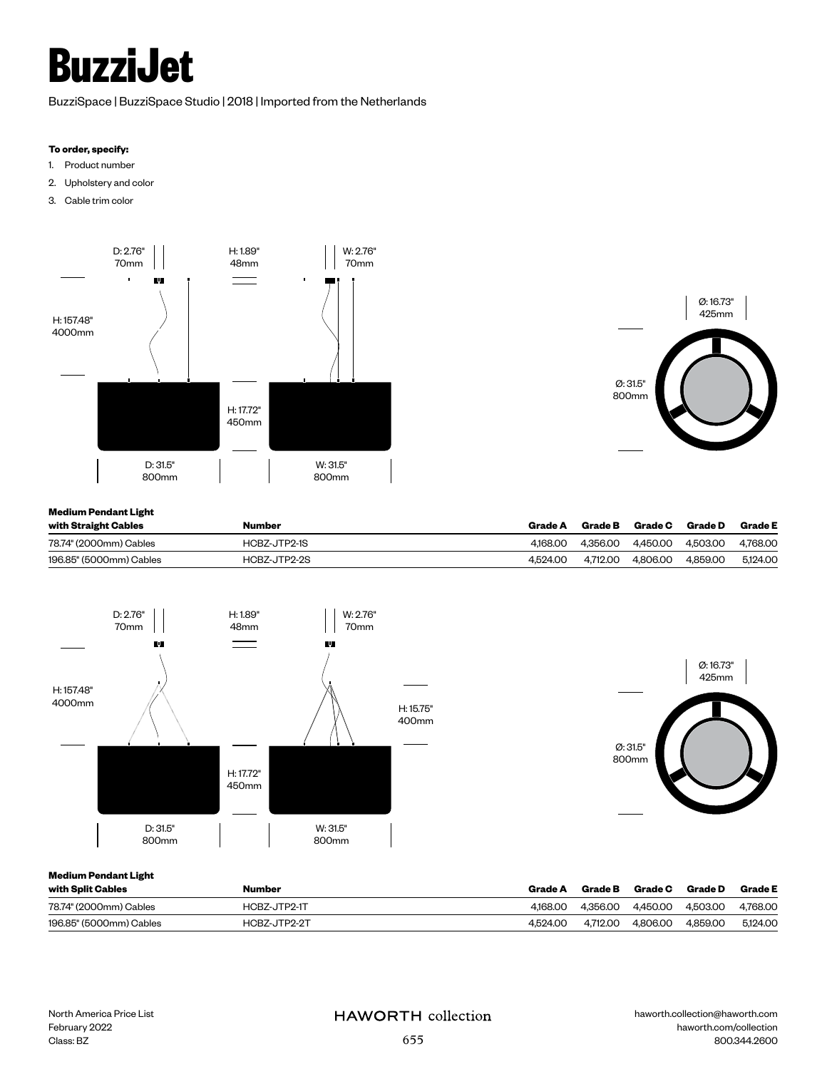# BuzziJet

BuzziSpace | BuzziSpace Studio | 2018 | Imported from the Netherlands

**To order, specify:**

1. Product number
2. Upholstery and color
3. Cable trim color

D: 2.76"
70mm

H: 1.89"
48mm

W: 2.76"
70mm

H: 157.48"
4000mm

H: 17.72"
450mm

D: 31.5"
800mm

W: 31.5"
800mm

Ø: 16.73"
425mm

Ø: 31.5"
800mm

| Medium Pendant Light with Straight Cables | Number | Grade A | Grade B | Grade C | Grade D | Grade E |
|---|---|---|---|---|---|---|
| 78.74" (2000mm) Cables | HCBZ-JTP2-1S | 4,168.00 | 4,356.00 | 4,450.00 | 4,503.00 | 4,768.00 |
| 196.85" (5000mm) Cables | HCBZ-JTP2-2S | 4,524.00 | 4,712.00 | 4,806.00 | 4,859.00 | 5,124.00 |

D: 2.76"
70mm

H: 1.89"
48mm

W: 2.76"
70mm

H: 157.48"
4000mm

H: 15.75"
400mm

H: 17.72"
450mm

D: 31.5"
800mm

W: 31.5"
800mm

Ø: 16.73"
425mm

Ø: 31.5"
800mm

| Medium Pendant Light with Split Cables | Number | Grade A | Grade B | Grade C | Grade D | Grade E |
|---|---|---|---|---|---|---|
| 78.74" (2000mm) Cables | HCBZ-JTP2-1T | 4,168.00 | 4,356.00 | 4,450.00 | 4,503.00 | 4,768.00 |
| 196.85" (5000mm) Cables | HCBZ-JTP2-2T | 4,524.00 | 4,712.00 | 4,806.00 | 4,859.00 | 5,124.00 |